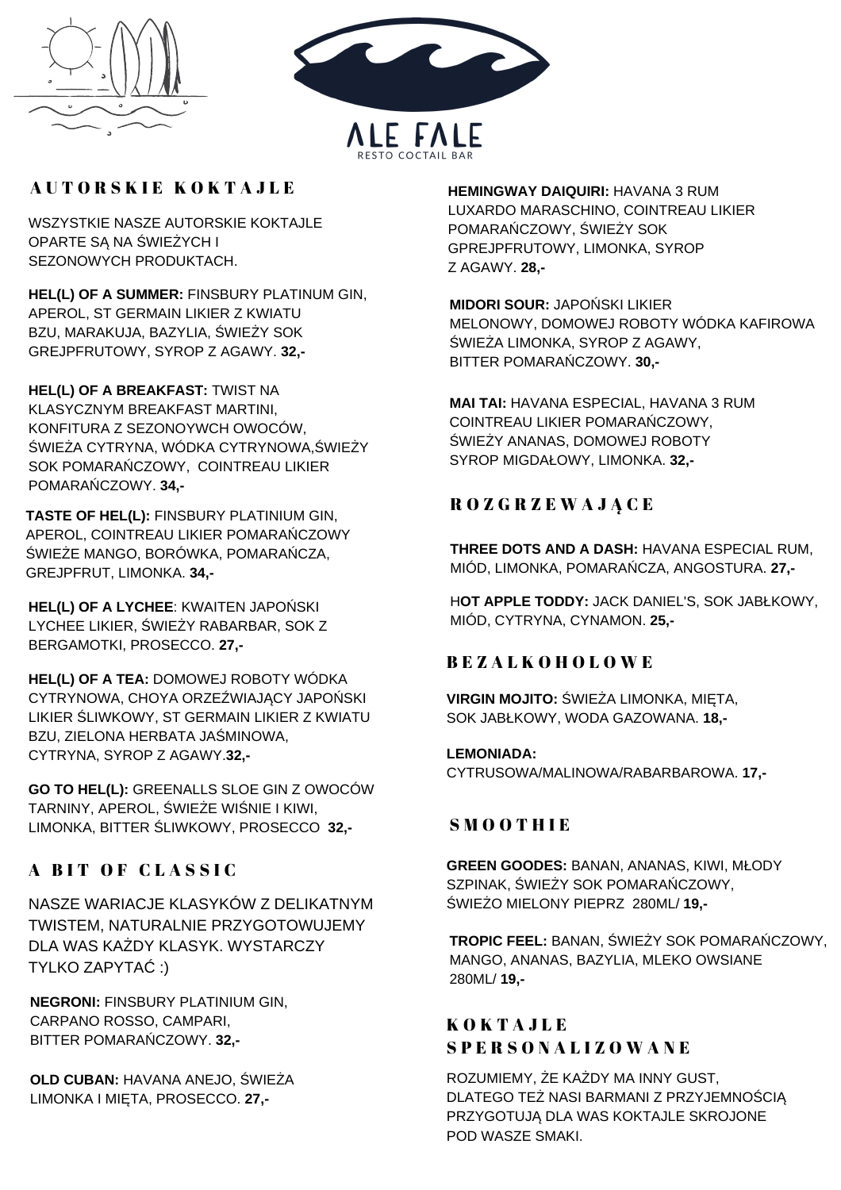# ALE FALE

RESTO COCTAIL BAR

## AUTORSKIE KOKTAJLE

WSZYSTKIE NASZE AUTORSKIE KOKTAJLE OPARTE SĄ NA ŚWIEŻYCH I SEZONOWYCH PRODUKTACH.

**HEL(L) OF A SUMMER:** FINSBURY PLATINUM GIN, APEROL, ST GERMAIN LIKIER Z KWIATU BZU, MARAKUJA, BAZYLIA, ŚWIEŻY SOK GREJPFRUTOWY, SYROP Z AGAWY. **32,-**

**HEL(L) OF A BREAKFAST:** TWIST NA KLASYCZNYM BREAKFAST MARTINI, KONFITURA Z SEZONOYWCH OWOCÓW, ŚWIEŻA CYTRYNA, WÓDKA CYTRYNOWA,ŚWIEŻY SOK POMARAŃCZOWY, COINTREAU LIKIER POMARAŃCZOWY. **34,-**

**TASTE OF HEL(L):** FINSBURY PLATINIUM GIN, APEROL, COINTREAU LIKIER POMARAŃCZOWY ŚWIEŻE MANGO, BORÓWKA, POMARAŃCZA, GREJPFRUT, LIMONKA. **34,-**

**HEL(L) OF A LYCHEE**: KWAITEN JAPOŃSKI LYCHEE LIKIER, ŚWIEŻY RABARBAR, SOK Z BERGAMOTKI, PROSECCO. **27,-**

**HEL(L) OF A TEA:** DOMOWEJ ROBOTY WÓDKA CYTRYNOWA, CHOYA ORZEŹWIAJĄCY JAPOŃSKI LIKIER ŚLIWKOWY, ST GERMAIN LIKIER Z KWIATU BZU, ZIELONA HERBATA JAŚMINOWA, CYTRYNA, SYROP Z AGAWY.**32,-**

**GO TO HEL(L):** GREENALLS SLOE GIN Z OWOCÓW TARNINY, APEROL, ŚWIEŻE WIŚNIE I KIWI, LIMONKA, BITTER ŚLIWKOWY, PROSECCO **32,-**

## A BIT OF CLASSIC

NASZE WARIACJE KLASYKÓW Z DELIKATNYM TWISTEM, NATURALNIE PRZYGOTOWUJEMY DLA WAS KAŻDY KLASYK. WYSTARCZY TYLKO ZAPYTAĆ :)

**NEGRONI:** FINSBURY PLATINIUM GIN, CARPANO ROSSO, CAMPARI, BITTER POMARAŃCZOWY. **32,-**

**OLD CUBAN:** HAVANA ANEJO, ŚWIEŻA LIMONKA I MIĘTA, PROSECCO. **27,-**

**HEMINGWAY DAIQUIRI:** HAVANA 3 RUM LUXARDO MARASCHINO, COINTREAU LIKIER POMARAŃCZOWY, ŚWIEŻY SOK GPREJPFRUTOWY, LIMONKA, SYROP Z AGAWY. **28,-**

**MIDORI SOUR:** JAPOŃSKI LIKIER MELONOWY, DOMOWEJ ROBOTY WÓDKA KAFIROWA ŚWIEŻA LIMONKA, SYROP Z AGAWY, BITTER POMARAŃCZOWY. **30,-**

**MAI TAI:** HAVANA ESPECIAL, HAVANA 3 RUM COINTREAU LIKIER POMARAŃCZOWY, ŚWIEŻY ANANAS, DOMOWEJ ROBOTY SYROP MIGDAŁOWY, LIMONKA. **32,-**

## ROZGRZEWAJĄCE

**THREE DOTS AND A DASH:** HAVANA ESPECIAL RUM, MIÓD, LIMONKA, POMARAŃCZA, ANGOSTURA. **27,-**

H**OT APPLE TODDY:** JACK DANIEL'S, SOK JABŁKOWY, MIÓD, CYTRYNA, CYNAMON. **25,-**

## BEZALKOHOLOWE

**VIRGIN MOJITO:** ŚWIEŻA LIMONKA, MIĘTA, SOK JABŁKOWY, WODA GAZOWANA. **18,-**

**LEMONIADA:**
CYTRUSOWA/MALINOWA/RABARBAROWA. **17,-**

## SMOOTHIE

**GREEN GOODES:** BANAN, ANANAS, KIWI, MŁODY SZPINAK, ŚWIEŻY SOK POMARAŃCZOWY, ŚWIEŻO MIELONY PIEPRZ 280ML/ **19,-**

**TROPIC FEEL:** BANAN, ŚWIEŻY SOK POMARAŃCZOWY, MANGO, ANANAS, BAZYLIA, MLEKO OWSIANE 280ML/ **19,-**

## KOKTAJLE SPERSONALIZOWANE

ROZUMIEMY, ŻE KAŻDY MA INNY GUST, DLATEGO TEŻ NASI BARMANI Z PRZYJEMNOŚCIĄ PRZYGOTUJĄ DLA WAS KOKTAJLE SKROJONE POD WASZE SMAKI.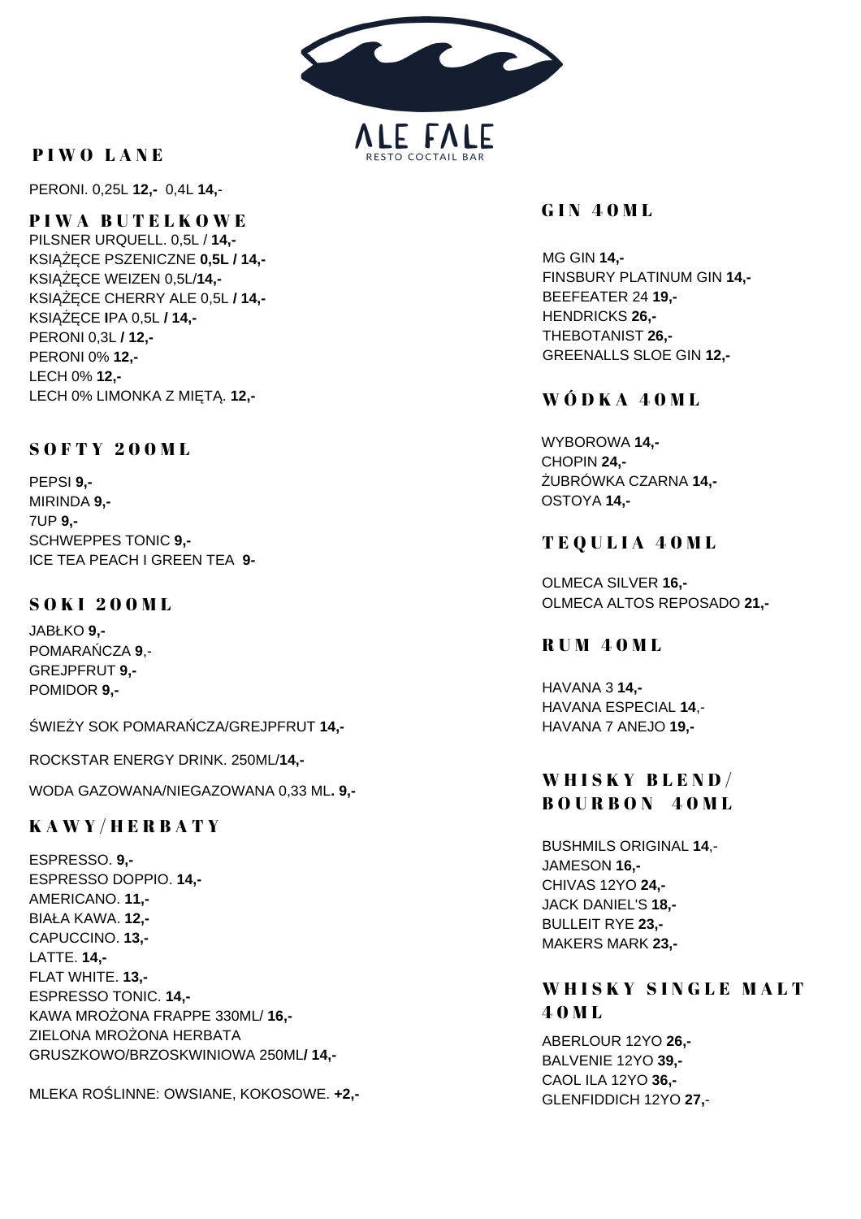ALE FALE

RESTO COCTAIL BAR

## PIWO LANE

PERONI. 0,25L **12,-** 0,4L **14,**-

## PIWA BUTELKOWE

PILSNER URQUELL. 0,5L / **14,-**
KSIĄŻĘCE PSZENICZNE **0,5L / 14,-**
KSIĄŻĘCE WEIZEN 0,5L/**14,-**
KSIĄŻĘCE CHERRY ALE 0,5L **/ 14,-**
KSIĄŻĘCE **I**PA 0,5L **/ 14,-**
PERONI 0,3L **/ 12,-**
PERONI 0% **12,-**
LECH 0% **12,-**
LECH 0% LIMONKA Z MIĘTĄ. **12,-**

## SOFTY 200ML

PEPSI **9,-**
MIRINDA **9,-**
7UP **9,-**
SCHWEPPES TONIC **9,-**
ICE TEA PEACH I GREEN TEA **9-**

## SOKI 200ML

JABŁKO **9,-**
POMARAŃCZA **9**,-
GREJPFRUT **9,-**
POMIDOR **9,-**

ŚWIEŻY SOK POMARAŃCZA/GREJPFRUT **14,-**

ROCKSTAR ENERGY DRINK. 250ML/**14,-**

WODA GAZOWANA/NIEGAZOWANA 0,33 ML**. 9,-**

## KAWY/HERBATY

ESPRESSO. **9,-**
ESPRESSO DOPPIO. **14,-**
AMERICANO. **11,-**
BIAŁA KAWA. **12,-**
CAPUCCINO. **13,-**
LATTE. **14,-**
FLAT WHITE. **13,-**
ESPRESSO TONIC. **14,-**
KAWA MROŻONA FRAPPE 330ML/ **16,-**
ZIELONA MROŻONA HERBATA
GRUSZKOWO/BRZOSKWINIOWA 250ML**/ 14,-**

MLEKA ROŚLINNE: OWSIANE, KOKOSOWE. **+2,-**

## GIN 40ML

MG GIN **14,-**
FINSBURY PLATINUM GIN **14,-**
BEEFEATER 24 **19,-**
HENDRICKS **26,-**
THEBOTANIST **26,-**
GREENALLS SLOE GIN **12,-**

## WÓDKA 40ML

WYBOROWA **14,-**
CHOPIN **24,-**
ŻUBRÓWKA CZARNA **14,-**
OSTOYA **14,-**

## TEQULIA 40ML

OLMECA SILVER **16,-**
OLMECA ALTOS REPOSADO **21,-**

## RUM 40ML

HAVANA 3 **14,-**
HAVANA ESPECIAL **14**,-
HAVANA 7 ANEJO **19,-**

## WHISKY BLEND/ BOURBON 40ML

BUSHMILS ORIGINAL **14**,-
JAMESON **16,-**
CHIVAS 12YO **24,-**
JACK DANIEL'S **18,-**
BULLEIT RYE **23,-**
MAKERS MARK **23,-**

## WHISKY SINGLE MALT 40ML

ABERLOUR 12YO **26,-**
BALVENIE 12YO **39,-**
CAOL ILA 12YO **36,-**
GLENFIDDICH 12YO **27,**-